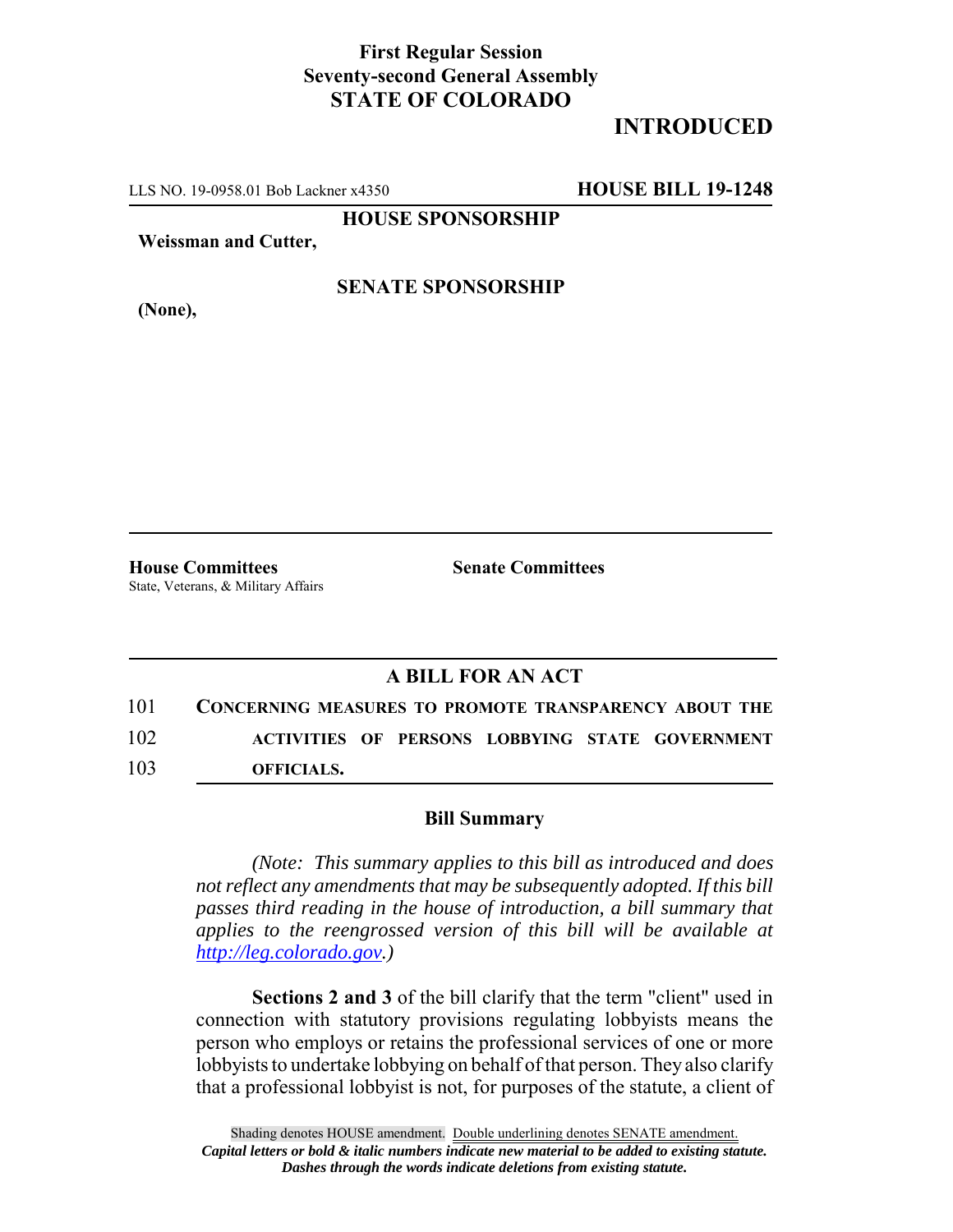**First Regular Session**
**Seventy-second General Assembly**
**STATE OF COLORADO**

**INTRODUCED**

LLS NO. 19-0958.01 Bob Lackner x4350 **HOUSE BILL 19-1248**

**HOUSE SPONSORSHIP**

**Weissman and Cutter,**

**SENATE SPONSORSHIP**

**(None),**

**House Committees**
State, Veterans, & Military Affairs

**Senate Committees**

## A BILL FOR AN ACT

101 **CONCERNING MEASURES TO PROMOTE TRANSPARENCY ABOUT THE**
102 **ACTIVITIES OF PERSONS LOBBYING STATE GOVERNMENT**
103 **OFFICIALS.**

### Bill Summary

*(Note: This summary applies to this bill as introduced and does not reflect any amendments that may be subsequently adopted. If this bill passes third reading in the house of introduction, a bill summary that applies to the reengrossed version of this bill will be available at http://leg.colorado.gov.)*

**Sections 2 and 3** of the bill clarify that the term "client" used in connection with statutory provisions regulating lobbyists means the person who employs or retains the professional services of one or more lobbyists to undertake lobbying on behalf of that person. They also clarify that a professional lobbyist is not, for purposes of the statute, a client of

Shading denotes HOUSE amendment. Double underlining denotes SENATE amendment.
*Capital letters or bold & italic numbers indicate new material to be added to existing statute.*
*Dashes through the words indicate deletions from existing statute.*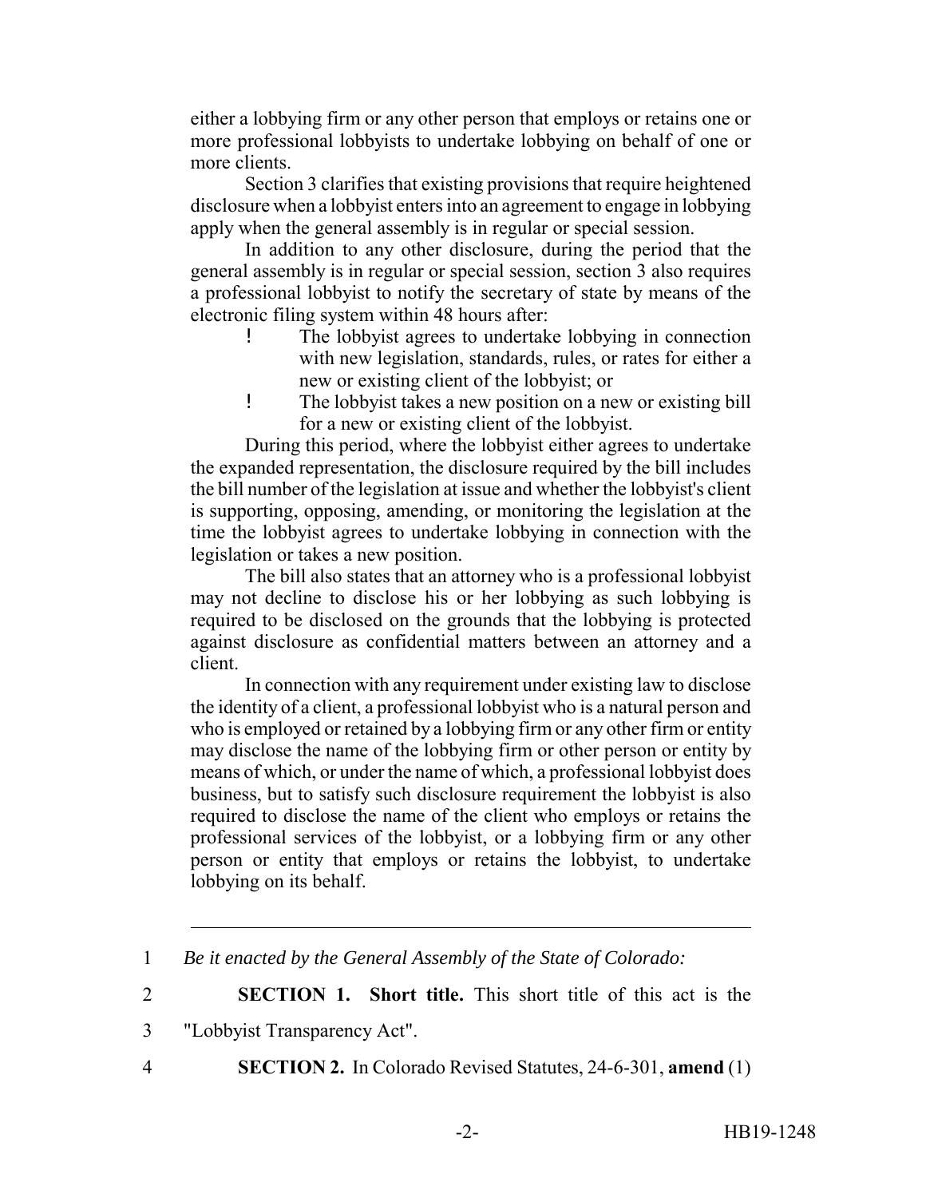either a lobbying firm or any other person that employs or retains one or more professional lobbyists to undertake lobbying on behalf of one or more clients.

Section 3 clarifies that existing provisions that require heightened disclosure when a lobbyist enters into an agreement to engage in lobbying apply when the general assembly is in regular or special session.

In addition to any other disclosure, during the period that the general assembly is in regular or special session, section 3 also requires a professional lobbyist to notify the secretary of state by means of the electronic filing system within 48 hours after:

- The lobbyist agrees to undertake lobbying in connection with new legislation, standards, rules, or rates for either a new or existing client of the lobbyist; or
- The lobbyist takes a new position on a new or existing bill for a new or existing client of the lobbyist.

During this period, where the lobbyist either agrees to undertake the expanded representation, the disclosure required by the bill includes the bill number of the legislation at issue and whether the lobbyist's client is supporting, opposing, amending, or monitoring the legislation at the time the lobbyist agrees to undertake lobbying in connection with the legislation or takes a new position.

The bill also states that an attorney who is a professional lobbyist may not decline to disclose his or her lobbying as such lobbying is required to be disclosed on the grounds that the lobbying is protected against disclosure as confidential matters between an attorney and a client.

In connection with any requirement under existing law to disclose the identity of a client, a professional lobbyist who is a natural person and who is employed or retained by a lobbying firm or any other firm or entity may disclose the name of the lobbying firm or other person or entity by means of which, or under the name of which, a professional lobbyist does business, but to satisfy such disclosure requirement the lobbyist is also required to disclose the name of the client who employs or retains the professional services of the lobbyist, or a lobbying firm or any other person or entity that employs or retains the lobbyist, to undertake lobbying on its behalf.

---

1 *Be it enacted by the General Assembly of the State of Colorado:*

2 **SECTION 1. Short title.** This short title of this act is the

3 "Lobbyist Transparency Act".

4 **SECTION 2.** In Colorado Revised Statutes, 24-6-301, **amend** (1)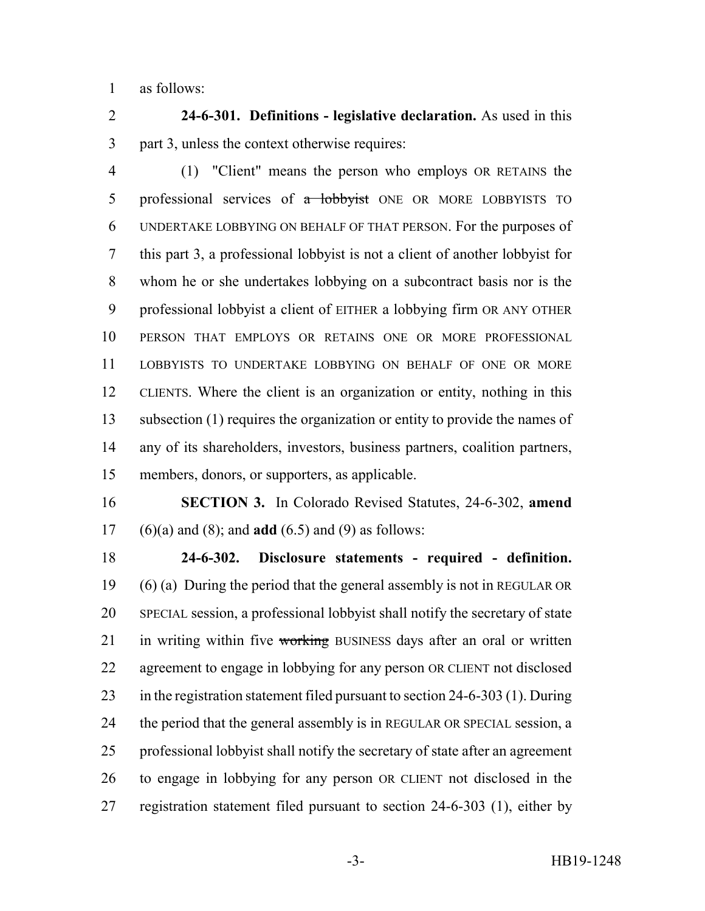as follows:

**24-6-301. Definitions - legislative declaration.** As used in this part 3, unless the context otherwise requires:

(1) "Client" means the person who employs OR RETAINS the professional services of ~~a lobbyist~~ ONE OR MORE LOBBYISTS TO UNDERTAKE LOBBYING ON BEHALF OF THAT PERSON. For the purposes of this part 3, a professional lobbyist is not a client of another lobbyist for whom he or she undertakes lobbying on a subcontract basis nor is the professional lobbyist a client of EITHER a lobbying firm OR ANY OTHER PERSON THAT EMPLOYS OR RETAINS ONE OR MORE PROFESSIONAL LOBBYISTS TO UNDERTAKE LOBBYING ON BEHALF OF ONE OR MORE CLIENTS. Where the client is an organization or entity, nothing in this subsection (1) requires the organization or entity to provide the names of any of its shareholders, investors, business partners, coalition partners, members, donors, or supporters, as applicable.

**SECTION 3.** In Colorado Revised Statutes, 24-6-302, **amend** (6)(a) and (8); and **add** (6.5) and (9) as follows:

**24-6-302. Disclosure statements - required - definition.** (6) (a) During the period that the general assembly is not in REGULAR OR SPECIAL session, a professional lobbyist shall notify the secretary of state in writing within five ~~working~~ BUSINESS days after an oral or written agreement to engage in lobbying for any person OR CLIENT not disclosed in the registration statement filed pursuant to section 24-6-303 (1). During the period that the general assembly is in REGULAR OR SPECIAL session, a professional lobbyist shall notify the secretary of state after an agreement to engage in lobbying for any person OR CLIENT not disclosed in the registration statement filed pursuant to section 24-6-303 (1), either by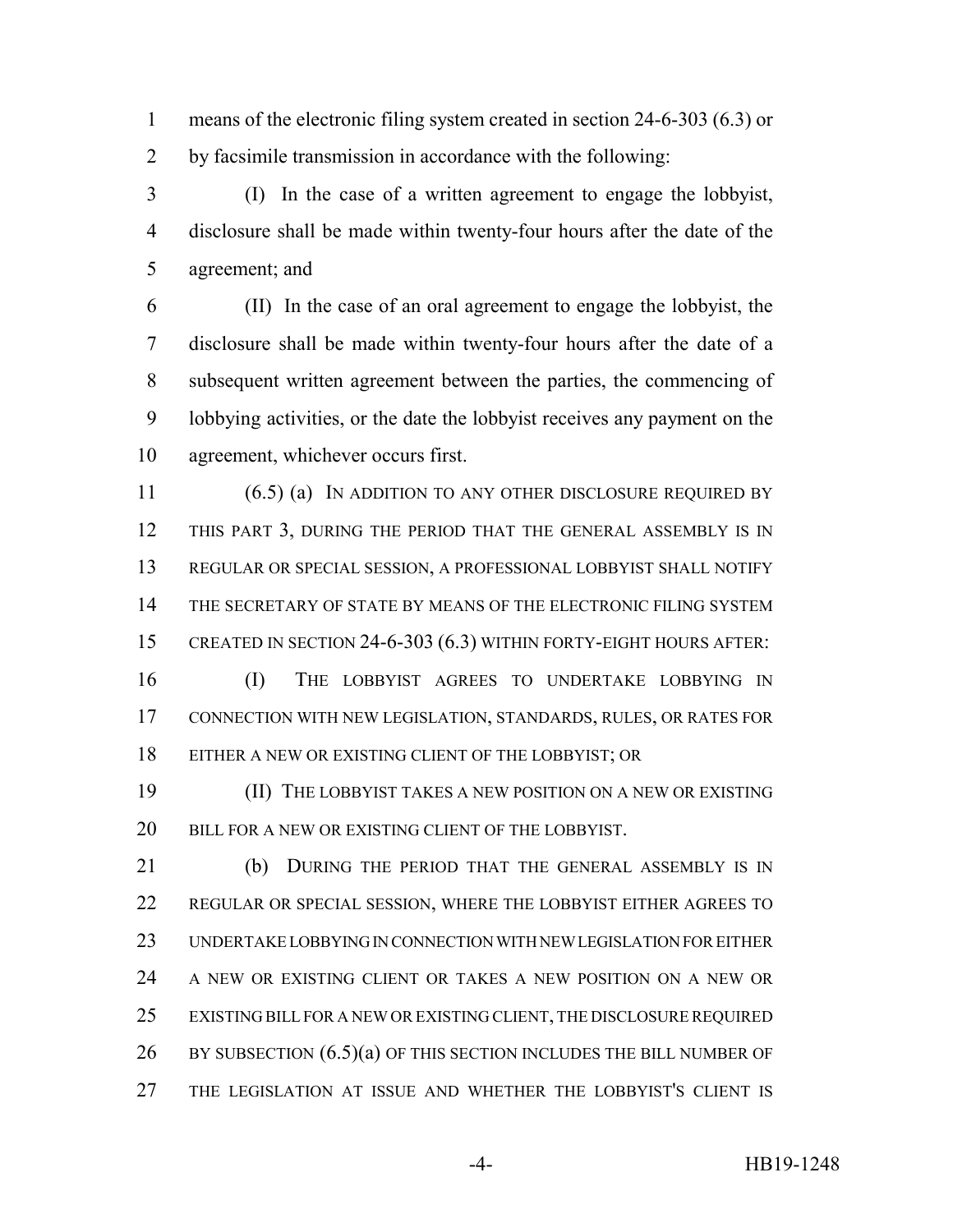means of the electronic filing system created in section 24-6-303 (6.3) or by facsimile transmission in accordance with the following:

(I) In the case of a written agreement to engage the lobbyist, disclosure shall be made within twenty-four hours after the date of the agreement; and

(II) In the case of an oral agreement to engage the lobbyist, the disclosure shall be made within twenty-four hours after the date of a subsequent written agreement between the parties, the commencing of lobbying activities, or the date the lobbyist receives any payment on the agreement, whichever occurs first.

(6.5) (a) IN ADDITION TO ANY OTHER DISCLOSURE REQUIRED BY THIS PART 3, DURING THE PERIOD THAT THE GENERAL ASSEMBLY IS IN REGULAR OR SPECIAL SESSION, A PROFESSIONAL LOBBYIST SHALL NOTIFY THE SECRETARY OF STATE BY MEANS OF THE ELECTRONIC FILING SYSTEM CREATED IN SECTION 24-6-303 (6.3) WITHIN FORTY-EIGHT HOURS AFTER:

(I) THE LOBBYIST AGREES TO UNDERTAKE LOBBYING IN CONNECTION WITH NEW LEGISLATION, STANDARDS, RULES, OR RATES FOR EITHER A NEW OR EXISTING CLIENT OF THE LOBBYIST; OR

(II) THE LOBBYIST TAKES A NEW POSITION ON A NEW OR EXISTING BILL FOR A NEW OR EXISTING CLIENT OF THE LOBBYIST.

(b) DURING THE PERIOD THAT THE GENERAL ASSEMBLY IS IN REGULAR OR SPECIAL SESSION, WHERE THE LOBBYIST EITHER AGREES TO UNDERTAKE LOBBYING IN CONNECTION WITH NEW LEGISLATION FOR EITHER A NEW OR EXISTING CLIENT OR TAKES A NEW POSITION ON A NEW OR EXISTING BILL FOR A NEW OR EXISTING CLIENT, THE DISCLOSURE REQUIRED BY SUBSECTION (6.5)(a) OF THIS SECTION INCLUDES THE BILL NUMBER OF THE LEGISLATION AT ISSUE AND WHETHER THE LOBBYIST'S CLIENT IS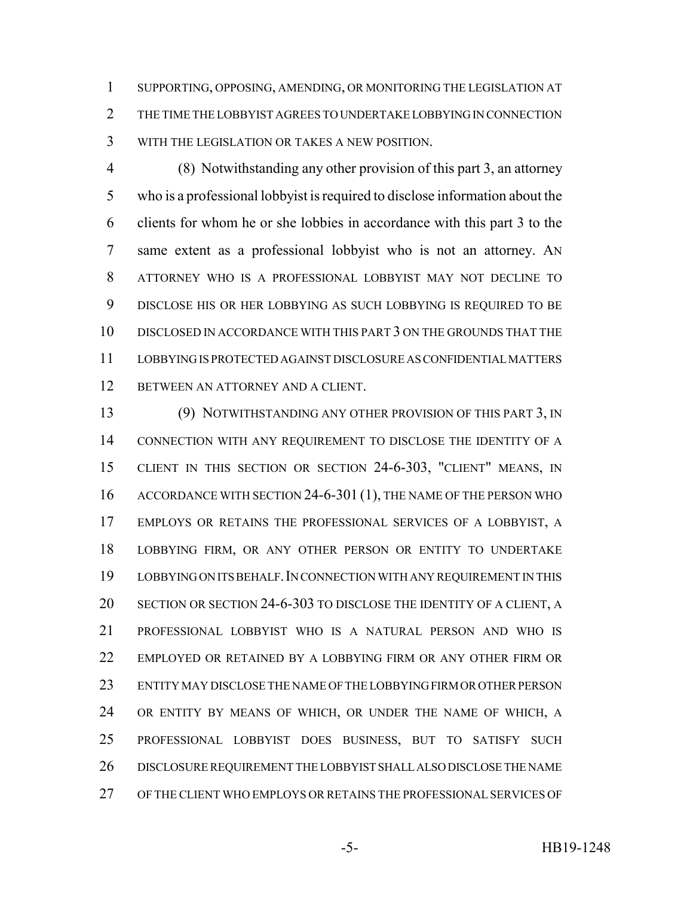SUPPORTING, OPPOSING, AMENDING, OR MONITORING THE LEGISLATION AT THE TIME THE LOBBYIST AGREES TO UNDERTAKE LOBBYING IN CONNECTION WITH THE LEGISLATION OR TAKES A NEW POSITION.

(8) Notwithstanding any other provision of this part 3, an attorney who is a professional lobbyist is required to disclose information about the clients for whom he or she lobbies in accordance with this part 3 to the same extent as a professional lobbyist who is not an attorney. AN ATTORNEY WHO IS A PROFESSIONAL LOBBYIST MAY NOT DECLINE TO DISCLOSE HIS OR HER LOBBYING AS SUCH LOBBYING IS REQUIRED TO BE DISCLOSED IN ACCORDANCE WITH THIS PART 3 ON THE GROUNDS THAT THE LOBBYING IS PROTECTED AGAINST DISCLOSURE AS CONFIDENTIAL MATTERS BETWEEN AN ATTORNEY AND A CLIENT.

(9) NOTWITHSTANDING ANY OTHER PROVISION OF THIS PART 3, IN CONNECTION WITH ANY REQUIREMENT TO DISCLOSE THE IDENTITY OF A CLIENT IN THIS SECTION OR SECTION 24-6-303, "CLIENT" MEANS, IN ACCORDANCE WITH SECTION 24-6-301 (1), THE NAME OF THE PERSON WHO EMPLOYS OR RETAINS THE PROFESSIONAL SERVICES OF A LOBBYIST, A LOBBYING FIRM, OR ANY OTHER PERSON OR ENTITY TO UNDERTAKE LOBBYING ON ITS BEHALF. IN CONNECTION WITH ANY REQUIREMENT IN THIS SECTION OR SECTION 24-6-303 TO DISCLOSE THE IDENTITY OF A CLIENT, A PROFESSIONAL LOBBYIST WHO IS A NATURAL PERSON AND WHO IS EMPLOYED OR RETAINED BY A LOBBYING FIRM OR ANY OTHER FIRM OR ENTITY MAY DISCLOSE THE NAME OF THE LOBBYING FIRM OR OTHER PERSON OR ENTITY BY MEANS OF WHICH, OR UNDER THE NAME OF WHICH, A PROFESSIONAL LOBBYIST DOES BUSINESS, BUT TO SATISFY SUCH DISCLOSURE REQUIREMENT THE LOBBYIST SHALL ALSO DISCLOSE THE NAME OF THE CLIENT WHO EMPLOYS OR RETAINS THE PROFESSIONAL SERVICES OF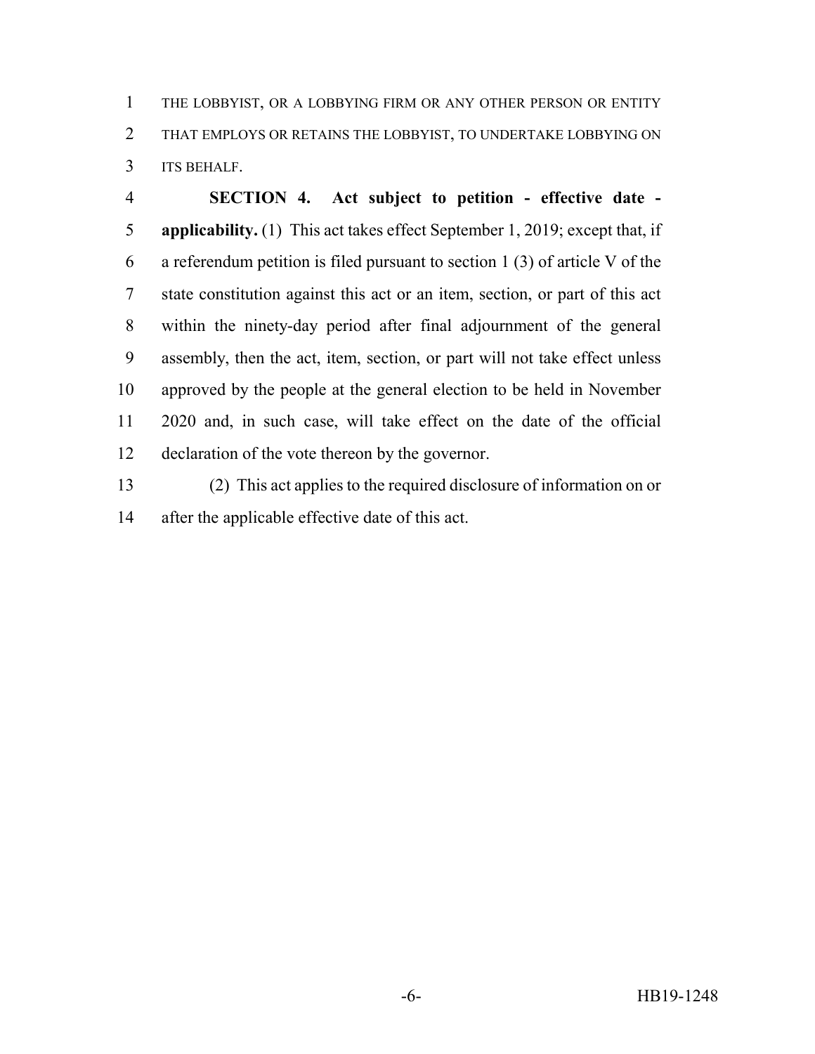THE LOBBYIST, OR A LOBBYING FIRM OR ANY OTHER PERSON OR ENTITY THAT EMPLOYS OR RETAINS THE LOBBYIST, TO UNDERTAKE LOBBYING ON ITS BEHALF.

**SECTION 4. Act subject to petition - effective date - applicability.** (1) This act takes effect September 1, 2019; except that, if a referendum petition is filed pursuant to section 1 (3) of article V of the state constitution against this act or an item, section, or part of this act within the ninety-day period after final adjournment of the general assembly, then the act, item, section, or part will not take effect unless approved by the people at the general election to be held in November 2020 and, in such case, will take effect on the date of the official declaration of the vote thereon by the governor.

(2) This act applies to the required disclosure of information on or after the applicable effective date of this act.